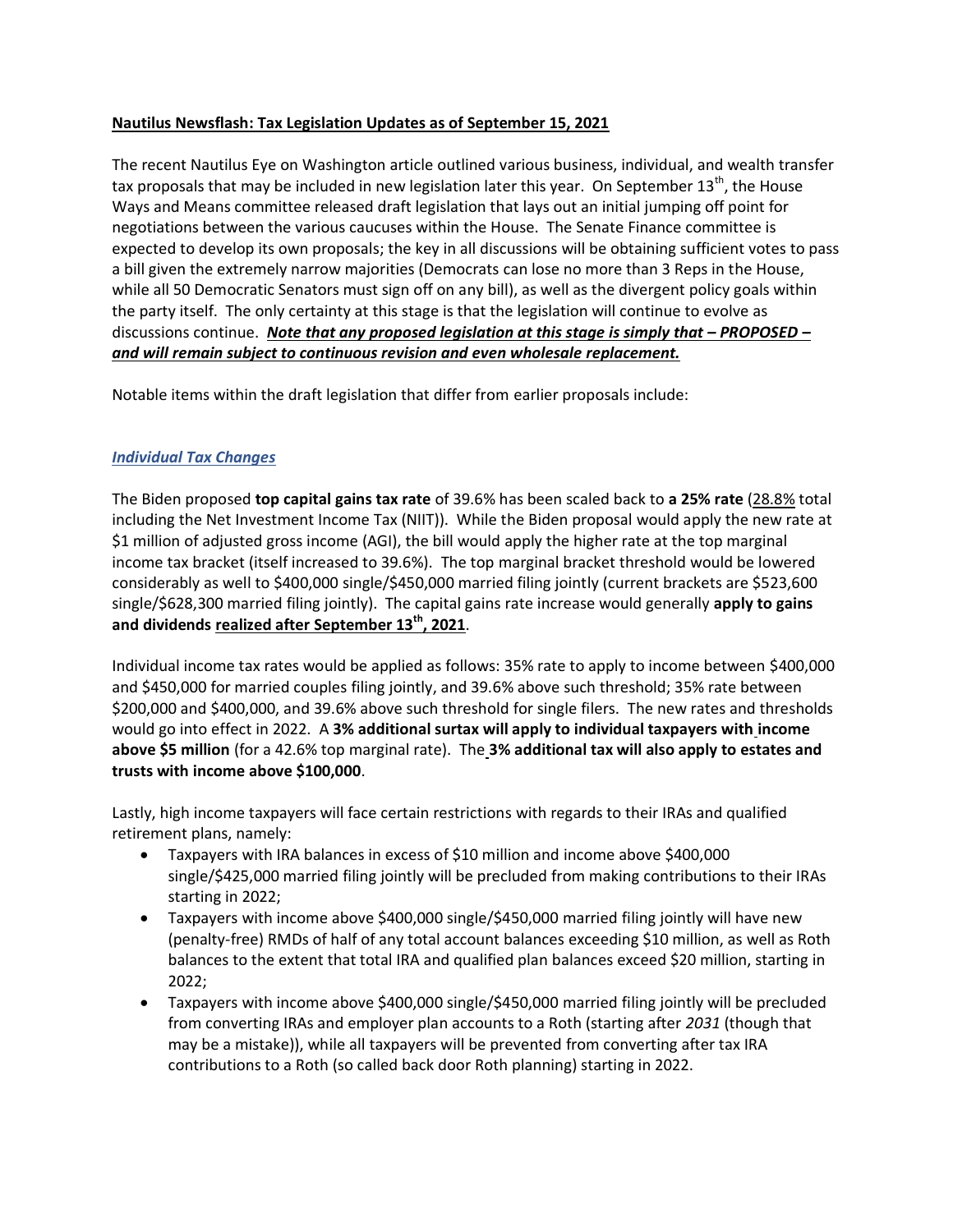**Nautilus Newsflash: Tax Legislation Updates as of September 15, 2021**

The recent Nautilus Eye on Washington article outlined various business, individual, and wealth transfer tax proposals that may be included in new legislation later this year. On September 13th, the House Ways and Means committee released draft legislation that lays out an initial jumping off point for negotiations between the various caucuses within the House. The Senate Finance committee is expected to develop its own proposals; the key in all discussions will be obtaining sufficient votes to pass a bill given the extremely narrow majorities (Democrats can lose no more than 3 Reps in the House, while all 50 Democratic Senators must sign off on any bill), as well as the divergent policy goals within the party itself. The only certainty at this stage is that the legislation will continue to evolve as discussions continue. ***Note that any proposed legislation at this stage is simply that – PROPOSED – and will remain subject to continuous revision and even wholesale replacement.***

Notable items within the draft legislation that differ from earlier proposals include:

## *Individual Tax Changes*

The Biden proposed **top capital gains tax rate** of 39.6% has been scaled back to **a 25% rate** (28.8% total including the Net Investment Income Tax (NIIT)). While the Biden proposal would apply the new rate at $1 million of adjusted gross income (AGI), the bill would apply the higher rate at the top marginal income tax bracket (itself increased to 39.6%). The top marginal bracket threshold would be lowered considerably as well to $400,000 single/$450,000 married filing jointly (current brackets are $523,600 single/$628,300 married filing jointly). The capital gains rate increase would generally **apply to gains and dividends realized after September 13th, 2021**.

Individual income tax rates would be applied as follows: 35% rate to apply to income between $400,000 and $450,000 for married couples filing jointly, and 39.6% above such threshold; 35% rate between $200,000 and $400,000, and 39.6% above such threshold for single filers. The new rates and thresholds would go into effect in 2022. A **3% additional surtax will apply to individual taxpayers with income above $5 million** (for a 42.6% top marginal rate). The **3% additional tax will also apply to estates and trusts with income above $100,000**.

Lastly, high income taxpayers will face certain restrictions with regards to their IRAs and qualified retirement plans, namely:

- Taxpayers with IRA balances in excess of $10 million and income above $400,000 single/$425,000 married filing jointly will be precluded from making contributions to their IRAs starting in 2022;
- Taxpayers with income above $400,000 single/$450,000 married filing jointly will have new (penalty-free) RMDs of half of any total account balances exceeding $10 million, as well as Roth balances to the extent that total IRA and qualified plan balances exceed $20 million, starting in 2022;
- Taxpayers with income above $400,000 single/$450,000 married filing jointly will be precluded from converting IRAs and employer plan accounts to a Roth (starting after *2031* (though that may be a mistake)), while all taxpayers will be prevented from converting after tax IRA contributions to a Roth (so called back door Roth planning) starting in 2022.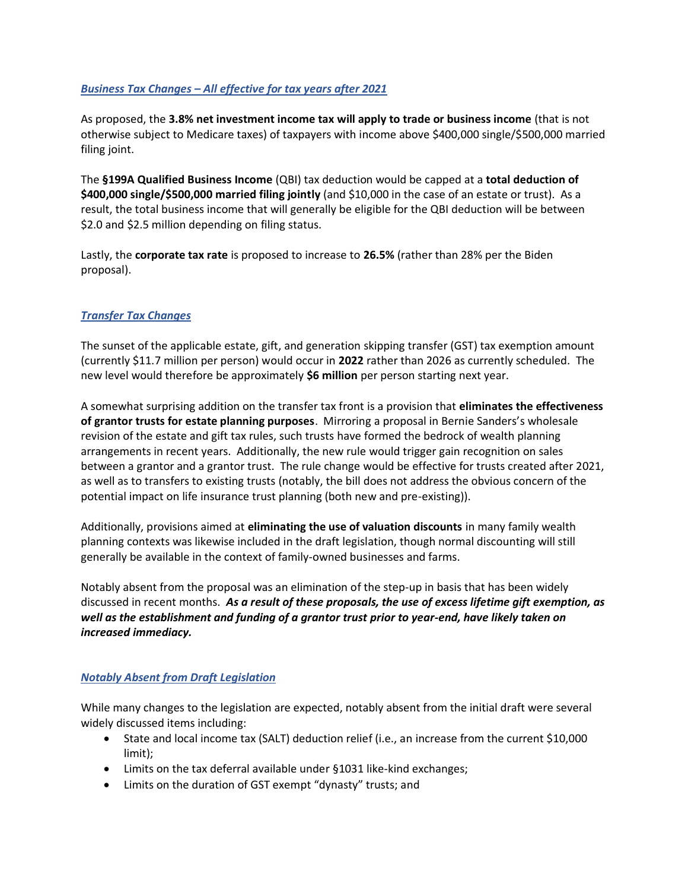### ***Business Tax Changes – All effective for tax years after 2021***

As proposed, the **3.8% net investment income tax will apply to trade or business income** (that is not otherwise subject to Medicare taxes) of taxpayers with income above $400,000 single/$500,000 married filing joint.

The **§199A Qualified Business Income** (QBI) tax deduction would be capped at a **total deduction of $400,000 single/$500,000 married filing jointly** (and $10,000 in the case of an estate or trust). As a result, the total business income that will generally be eligible for the QBI deduction will be between $2.0 and $2.5 million depending on filing status.

Lastly, the **corporate tax rate** is proposed to increase to **26.5%** (rather than 28% per the Biden proposal).

### ***Transfer Tax Changes***

The sunset of the applicable estate, gift, and generation skipping transfer (GST) tax exemption amount (currently $11.7 million per person) would occur in **2022** rather than 2026 as currently scheduled. The new level would therefore be approximately **$6 million** per person starting next year.

A somewhat surprising addition on the transfer tax front is a provision that **eliminates the effectiveness of grantor trusts for estate planning purposes**. Mirroring a proposal in Bernie Sanders's wholesale revision of the estate and gift tax rules, such trusts have formed the bedrock of wealth planning arrangements in recent years. Additionally, the new rule would trigger gain recognition on sales between a grantor and a grantor trust. The rule change would be effective for trusts created after 2021, as well as to transfers to existing trusts (notably, the bill does not address the obvious concern of the potential impact on life insurance trust planning (both new and pre-existing)).

Additionally, provisions aimed at **eliminating the use of valuation discounts** in many family wealth planning contexts was likewise included in the draft legislation, though normal discounting will still generally be available in the context of family-owned businesses and farms.

Notably absent from the proposal was an elimination of the step-up in basis that has been widely discussed in recent months. ***As a result of these proposals, the use of excess lifetime gift exemption, as well as the establishment and funding of a grantor trust prior to year-end, have likely taken on increased immediacy.***

### ***Notably Absent from Draft Legislation***

While many changes to the legislation are expected, notably absent from the initial draft were several widely discussed items including:

- State and local income tax (SALT) deduction relief (i.e., an increase from the current $10,000 limit);
- Limits on the tax deferral available under §1031 like-kind exchanges;
- Limits on the duration of GST exempt "dynasty" trusts; and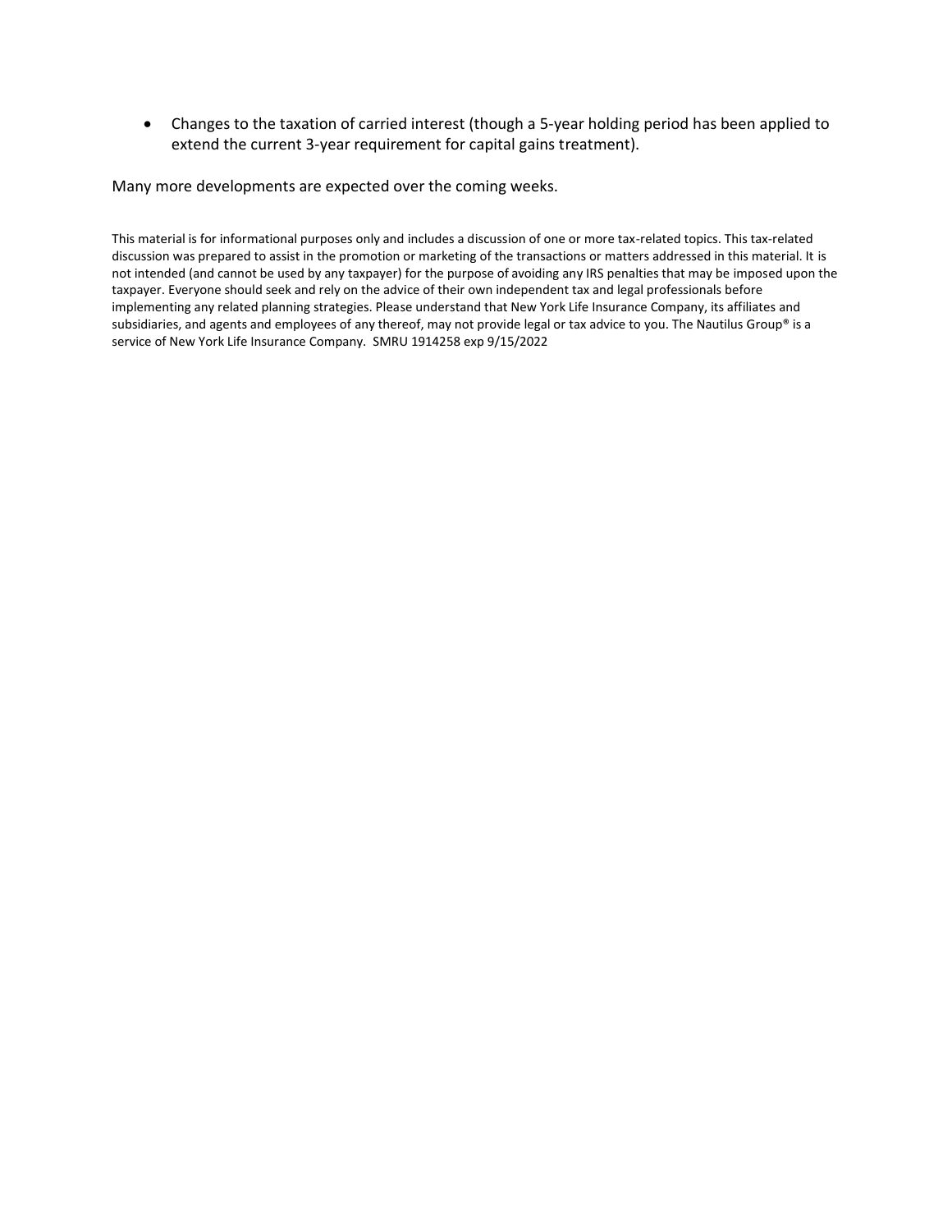- Changes to the taxation of carried interest (though a 5-year holding period has been applied to extend the current 3-year requirement for capital gains treatment).

Many more developments are expected over the coming weeks.

This material is for informational purposes only and includes a discussion of one or more tax-related topics. This tax-related discussion was prepared to assist in the promotion or marketing of the transactions or matters addressed in this material. It is not intended (and cannot be used by any taxpayer) for the purpose of avoiding any IRS penalties that may be imposed upon the taxpayer. Everyone should seek and rely on the advice of their own independent tax and legal professionals before implementing any related planning strategies. Please understand that New York Life Insurance Company, its affiliates and subsidiaries, and agents and employees of any thereof, may not provide legal or tax advice to you. The Nautilus Group® is a service of New York Life Insurance Company. SMRU 1914258 exp 9/15/2022